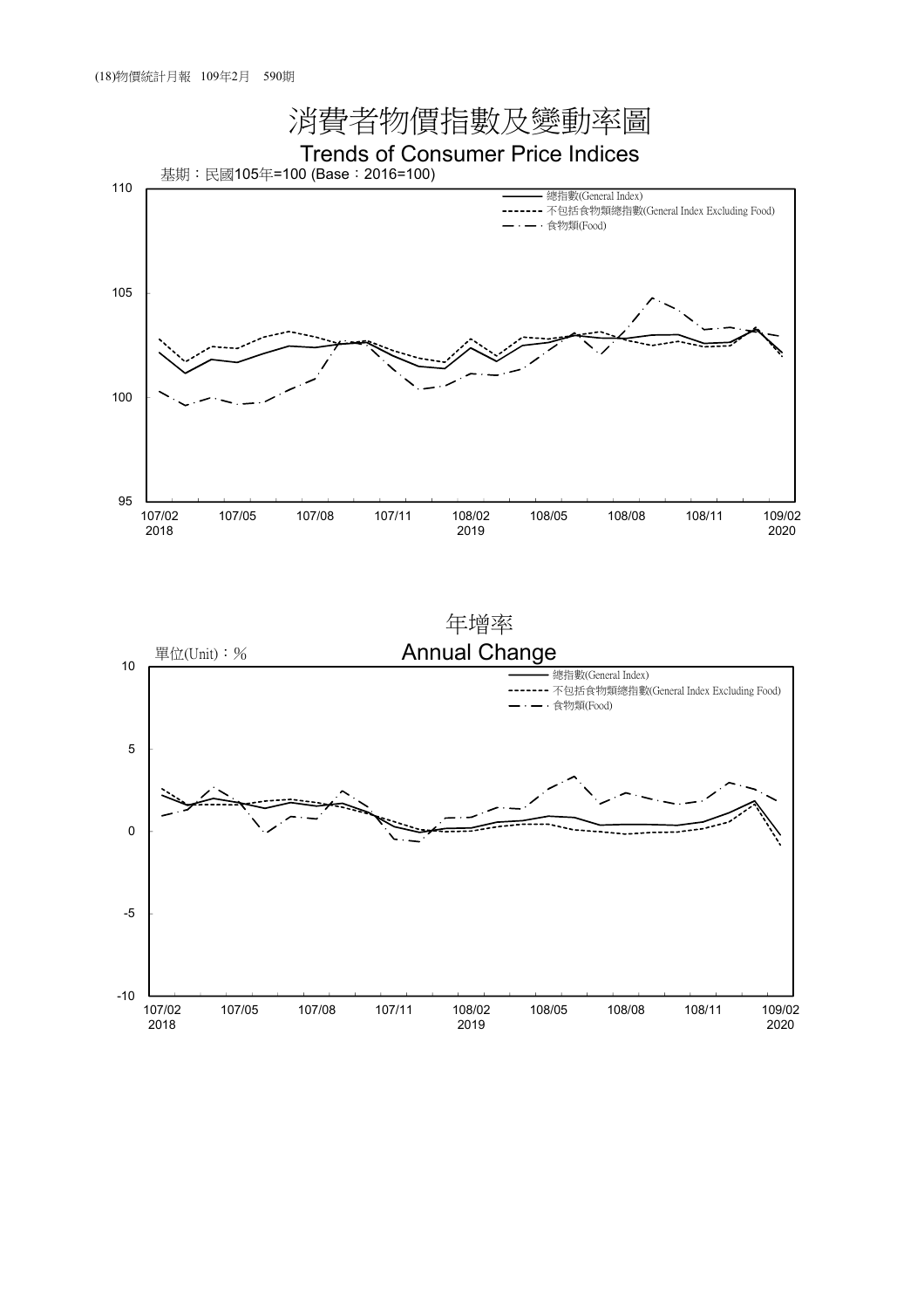# 消費者物價指數及變動率圖

## Trends of Consumer Price Indices

基期：民國105年=100 (Base：2016=100)

- 總指數(General Index)
- 不包括食物類總指數(General Index Excluding Food)
- 食物類(Food)

## 年增率

## Annual Change

單位(Unit)：%

- 總指數(General Index)
- 不包括食物類總指數(General Index Excluding Food)
- 食物類(Food)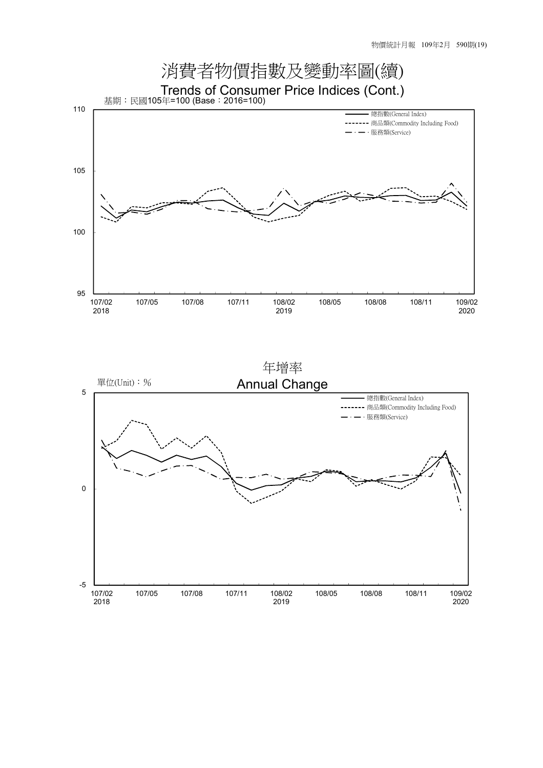# 消費者物價指數及變動率圖(續)

## Trends of Consumer Price Indices (Cont.)

基期：民國105年=100 (Base：2016=100)

- 總指數(General Index)
- 商品類(Commodity Including Food)
- 服務類(Service)

## 年增率

## Annual Change

單位(Unit)：%

- 總指數(General Index)
- 商品類(Commodity Including Food)
- 服務類(Service)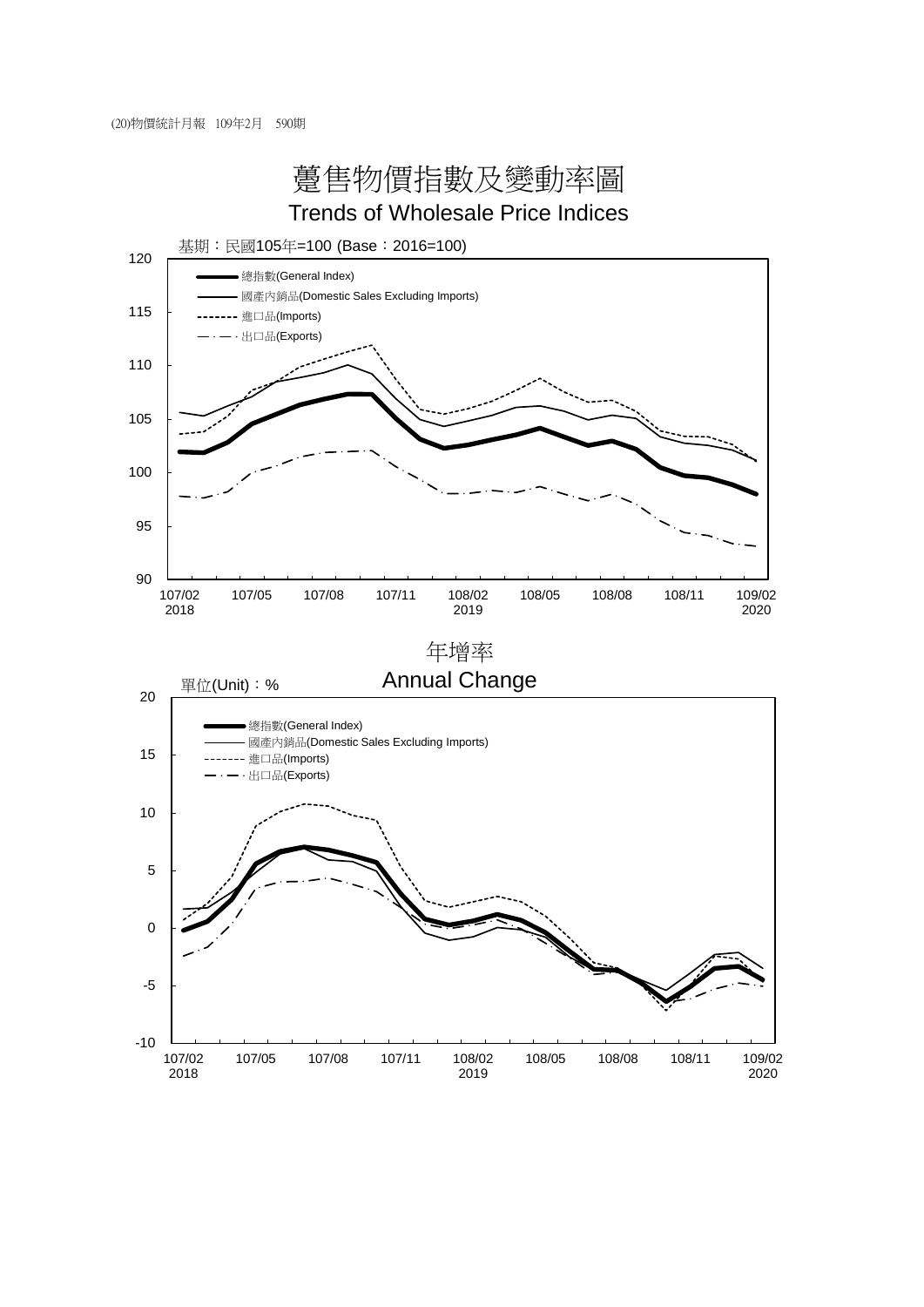# 躉售物價指數及變動率圖

## Trends of Wholesale Price Indices

基期：民國105年=100 (Base：2016=100)

總指數(General Index)
國產內銷品(Domestic Sales Excluding Imports)
進口品(Imports)
出口品(Exports)

120
115
110
105
100
95
90

107/02 2018
107/05
107/08
107/11
108/02 2019
108/05
108/08
108/11
109/02 2020

## 年增率

## Annual Change

單位(Unit)：%

總指數(General Index)
國產內銷品(Domestic Sales Excluding Imports)
進口品(Imports)
出口品(Exports)

20
15
10
5
0
-5
-10

107/02 2018
107/05
107/08
107/11
108/02 2019
108/05
108/08
108/11
109/02 2020